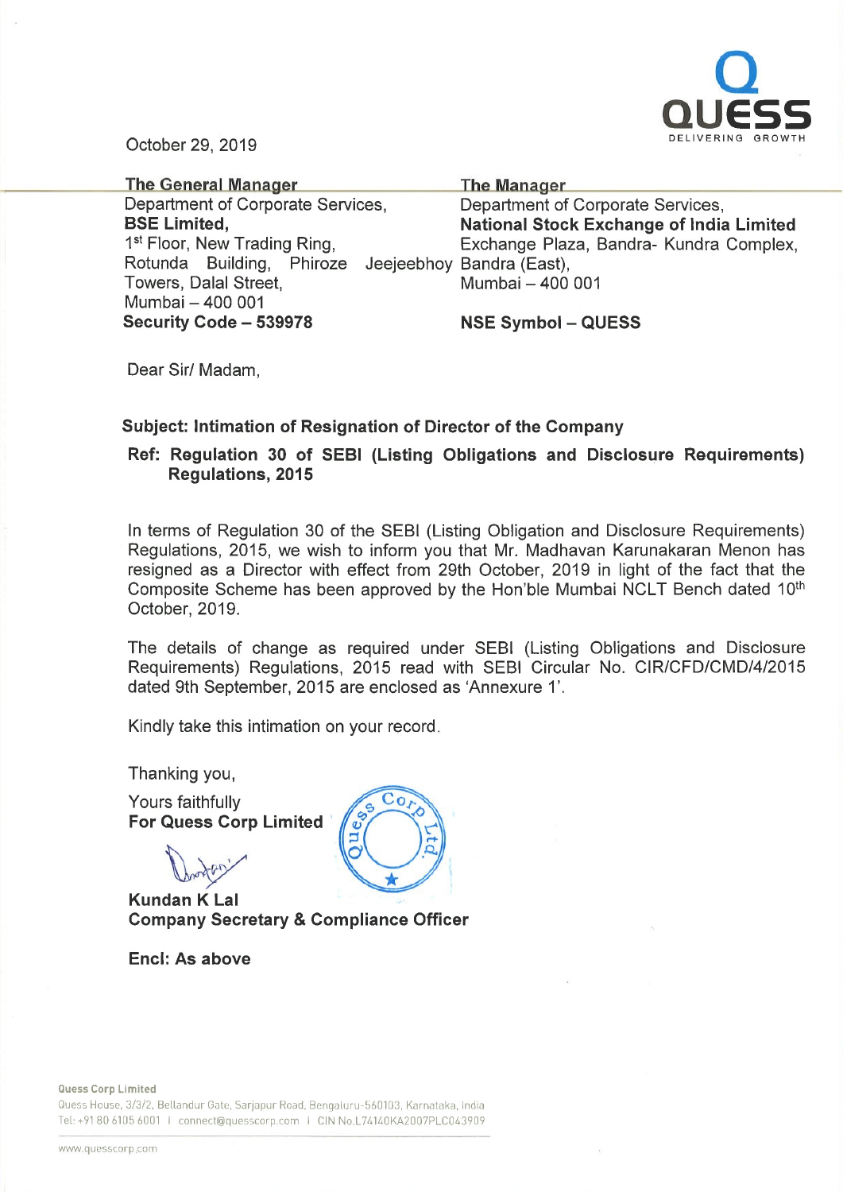October 29, 2019

| **The General Manager** | **The Manager** |
|---|---|
| Department of Corporate Services, | Department of Corporate Services, |
| **BSE Limited,** | **National Stock Exchange of India Limited** |
| 1st Floor, New Trading Ring, | Exchange Plaza, Bandra- Kundra Complex, |
| Rotunda Building, Phiroze Jeejeebhoy Towers, Dalal Street, | Bandra (East), |
| Mumbai – 400 001 | Mumbai – 400 001 |
| **Security Code – 539978** | **NSE Symbol – QUESS** |

Dear Sir/ Madam,

**Subject: Intimation of Resignation of Director of the Company**

**Ref: Regulation 30 of SEBI (Listing Obligations and Disclosure Requirements) Regulations, 2015**

In terms of Regulation 30 of the SEBI (Listing Obligation and Disclosure Requirements) Regulations, 2015, we wish to inform you that Mr. Madhavan Karunakaran Menon has resigned as a Director with effect from 29th October, 2019 in light of the fact that the Composite Scheme has been approved by the Hon'ble Mumbai NCLT Bench dated 10th October, 2019.

The details of change as required under SEBI (Listing Obligations and Disclosure Requirements) Regulations, 2015 read with SEBI Circular No. CIR/CFD/CMD/4/2015 dated 9th September, 2015 are enclosed as 'Annexure 1'.

Kindly take this intimation on your record.

Thanking you,

Yours faithfully
**For Quess Corp Limited**

**Kundan K Lal**
**Company Secretary & Compliance Officer**

**Encl: As above**

**Quess Corp Limited**
Quess House, 3/3/2, Bellandur Gate, Sarjapur Road, Bengaluru-560103, Karnataka, India
Tel: +91 80 6105 6001 | connect@quesscorp.com | CIN No.L74140KA2007PLC043909

www.quesscorp.com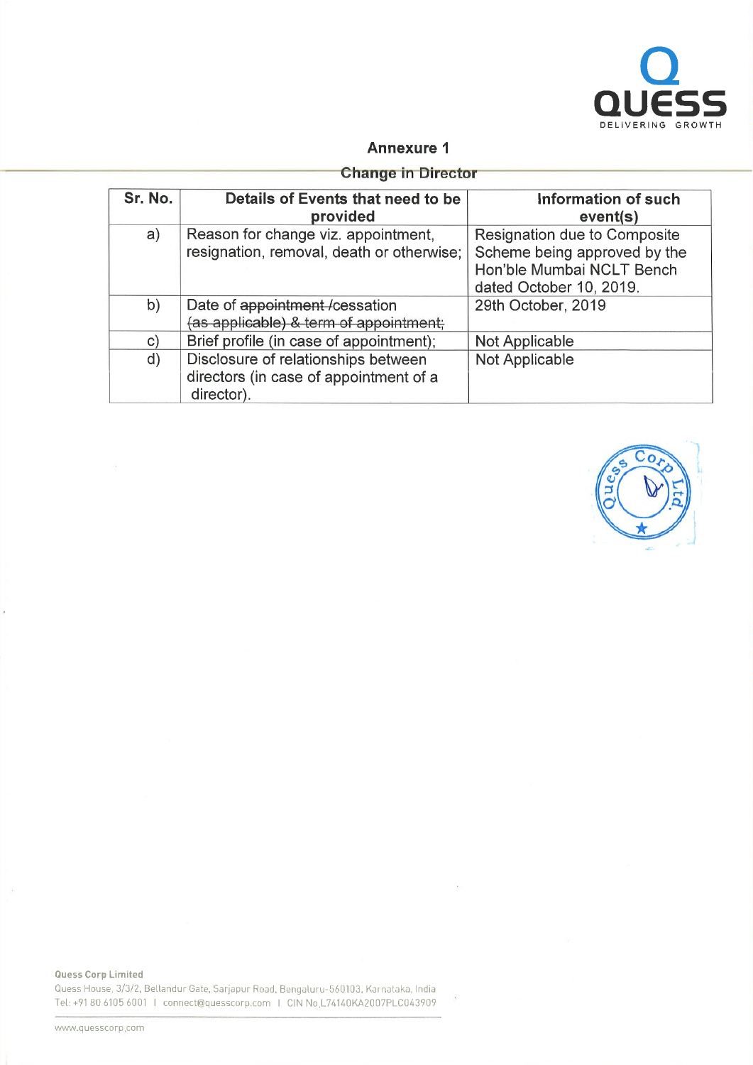## Annexure 1

### Change in Director

| Sr. No. | Details of Events that need to be provided | Information of such event(s) |
|---|---|---|
| a) | Reason for change viz. appointment, resignation, removal, death or otherwise; | Resignation due to Composite Scheme being approved by the Hon'ble Mumbai NCLT Bench dated October 10, 2019. |
| b) | Date of ~~appointment /~~cessation ~~(as applicable) & term of appointment;~~ | 29th October, 2019 |
| c) | Brief profile (in case of appointment); | Not Applicable |
| d) | Disclosure of relationships between directors (in case of appointment of a director). | Not Applicable |